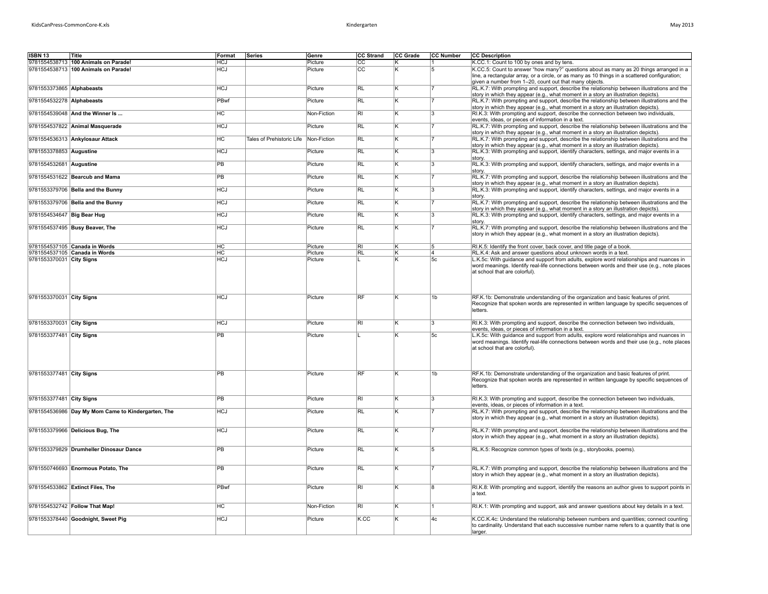| ISBN 13 | Title | Format | Series | Genre | CC Strand | CC Grade | CC Number | CC Description |
|---|---|---|---|---|---|---|---|---|
| 9781554538713 | **100 Animals on Parade!** | HCJ | | Picture | CC | K | 1 | K.CC.1: Count to 100 by ones and by tens. |
| 9781554538713 | **100 Animals on Parade!** | HCJ | | Picture | CC | K | 5 | K.CC.5: Count to answer "how many?" questions about as many as 20 things arranged in a line, a rectangular array, or a circle, or as many as 10 things in a scattered configuration; given a number from 1–20, count out that many objects. |
| 9781553373865 | **Alphabeasts** | HCJ | | Picture | RL | K | 7 | RL.K.7: With prompting and support, describe the relationship between illustrations and the story in which they appear (e.g., what moment in a story an illustration depicts). |
| 9781554532278 | **Alphabeasts** | PBwf | | Picture | RL | K | 7 | RL.K.7: With prompting and support, describe the relationship between illustrations and the story in which they appear (e.g., what moment in a story an illustration depicts). |
| 9781554539048 | **And the Winner Is ...** | HC | | Non-Fiction | RI | K | 3 | RI.K.3: With prompting and support, describe the connection between two individuals, events, ideas, or pieces of information in a text. |
| 9781554537822 | **Animal Masquerade** | HCJ | | Picture | RL | K | 7 | RL.K.7: With prompting and support, describe the relationship between illustrations and the story in which they appear (e.g., what moment in a story an illustration depicts). |
| 9781554536313 | **Ankylosaur Attack** | HC | Tales of Prehistoric Life | Non-Fiction | RL | K | 7 | RL.K.7: With prompting and support, describe the relationship between illustrations and the story in which they appear (e.g., what moment in a story an illustration depicts). |
| 9781553378853 | **Augustine** | HCJ | | Picture | RL | K | 3 | RL.K.3: With prompting and support, identify characters, settings, and major events in a story. |
| 9781554532681 | **Augustine** | PB | | Picture | RL | K | 3 | RL.K.3: With prompting and support, identify characters, settings, and major events in a story. |
| 9781554531622 | **Bearcub and Mama** | PB | | Picture | RL | K | 7 | RL.K.7: With prompting and support, describe the relationship between illustrations and the story in which they appear (e.g., what moment in a story an illustration depicts). |
| 9781553379706 | **Bella and the Bunny** | HCJ | | Picture | RL | K | 3 | RL.K.3: With prompting and support, identify characters, settings, and major events in a story. |
| 9781553379706 | **Bella and the Bunny** | HCJ | | Picture | RL | K | 7 | RL.K.7: With prompting and support, describe the relationship between illustrations and the story in which they appear (e.g., what moment in a story an illustration depicts). |
| 9781554534647 | **Big Bear Hug** | HCJ | | Picture | RL | K | 3 | RL.K.3: With prompting and support, identify characters, settings, and major events in a story. |
| 9781554537495 | **Busy Beaver, The** | HCJ | | Picture | RL | K | 7 | RL.K.7: With prompting and support, describe the relationship between illustrations and the story in which they appear (e.g., what moment in a story an illustration depicts). |
| 9781554537105 | **Canada in Words** | HC | | Picture | RI | K | 5 | RI.K.5: Identify the front cover, back cover, and title page of a book. |
| 9781554537105 | **Canada in Words** | HC | | Picture | RL | K | 4 | RL.K.4: Ask and answer questions about unknown words in a text. |
| 9781553370031 | **City Signs** | HCJ | | Picture | L | K | 5c | L.K.5c: With guidance and support from adults, explore word relationships and nuances in word meanings. Identify real-life connections between words and their use (e.g., note places at school that are colorful). |
| 9781553370031 | **City Signs** | HCJ | | Picture | RF | K | 1b | RF.K.1b: Demonstrate understanding of the organization and basic features of print. Recognize that spoken words are represented in written language by specific sequences of letters. |
| 9781553370031 | **City Signs** | HCJ | | Picture | RI | K | 3 | RI.K.3: With prompting and support, describe the connection between two individuals, events, ideas, or pieces of information in a text. |
| 9781553377481 | **City Signs** | PB | | Picture | L | K | 5c | L.K.5c: With guidance and support from adults, explore word relationships and nuances in word meanings. Identify real-life connections between words and their use (e.g., note places at school that are colorful). |
| 9781553377481 | **City Signs** | PB | | Picture | RF | K | 1b | RF.K.1b: Demonstrate understanding of the organization and basic features of print. Recognize that spoken words are represented in written language by specific sequences of letters. |
| 9781553377481 | **City Signs** | PB | | Picture | RI | K | 3 | RI.K.3: With prompting and support, describe the connection between two individuals, events, ideas, or pieces of information in a text. |
| 9781554536986 | **Day My Mom Came to Kindergarten, The** | HCJ | | Picture | RL | K | 7 | RL.K.7: With prompting and support, describe the relationship between illustrations and the story in which they appear (e.g., what moment in a story an illustration depicts). |
| 9781553379966 | **Delicious Bug, The** | HCJ | | Picture | RL | K | 7 | RL.K.7: With prompting and support, describe the relationship between illustrations and the story in which they appear (e.g., what moment in a story an illustration depicts). |
| 9781553379829 | **Drumheller Dinosaur Dance** | PB | | Picture | RL | K | 5 | RL.K.5: Recognize common types of texts (e.g., storybooks, poems). |
| 9781550746693 | **Enormous Potato, The** | PB | | Picture | RL | K | 7 | RL.K.7: With prompting and support, describe the relationship between illustrations and the story in which they appear (e.g., what moment in a story an illustration depicts). |
| 9781554533862 | **Extinct Files, The** | PBwf | | Picture | RI | K | 8 | RI.K.8: With prompting and support, identify the reasons an author gives to support points in a text. |
| 9781554532742 | **Follow That Map!** | HC | | Non-Fiction | RI | K | 1 | RI.K.1: With prompting and support, ask and answer questions about key details in a text. |
| 9781553378440 | **Goodnight, Sweet Pig** | HCJ | | Picture | K.CC | K | 4c | K.CC.K.4c: Understand the relationship between numbers and quantities; connect counting to cardinality. Understand that each successive number name refers to a quantity that is one larger. |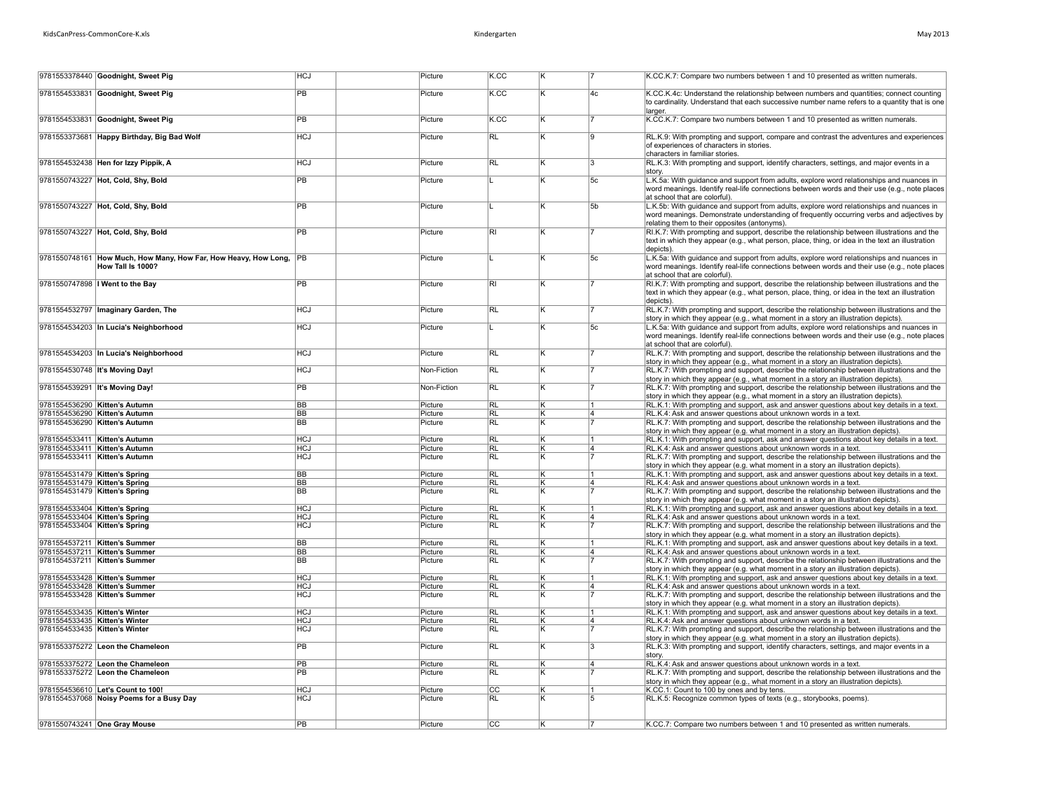| | | | | | | | | |
|---|---|---|---|---|---|---|---|---|
| 9781553378440 | **Goodnight, Sweet Pig** | HCJ | | Picture | K.CC | K | 7 | K.CC.K.7: Compare two numbers between 1 and 10 presented as written numerals. |
| 9781554533831 | **Goodnight, Sweet Pig** | PB | | Picture | K.CC | K | 4c | K.CC.K.4c: Understand the relationship between numbers and quantities; connect counting to cardinality. Understand that each successive number name refers to a quantity that is one larger. |
| 9781554533831 | **Goodnight, Sweet Pig** | PB | | Picture | K.CC | K | 7 | K.CC.K.7: Compare two numbers between 1 and 10 presented as written numerals. |
| 9781553373681 | **Happy Birthday, Big Bad Wolf** | HCJ | | Picture | RL | K | 9 | RL.K.9: With prompting and support, compare and contrast the adventures and experiences of experiences of characters in stories. characters in familiar stories. |
| 9781554532438 | **Hen for Izzy Pippik, A** | HCJ | | Picture | RL | K | 3 | RL.K.3: With prompting and support, identify characters, settings, and major events in a story. |
| 9781550743227 | **Hot, Cold, Shy, Bold** | PB | | Picture | L | K | 5c | L.K.5a: With guidance and support from adults, explore word relationships and nuances in word meanings. Identify real-life connections between words and their use (e.g., note places at school that are colorful). |
| 9781550743227 | **Hot, Cold, Shy, Bold** | PB | | Picture | L | K | 5b | L.K.5b: With guidance and support from adults, explore word relationships and nuances in word meanings. Demonstrate understanding of frequently occurring verbs and adjectives by relating them to their opposites (antonyms). |
| 9781550743227 | **Hot, Cold, Shy, Bold** | PB | | Picture | RI | K | 7 | RI.K.7: With prompting and support, describe the relationship between illustrations and the text in which they appear (e.g., what person, place, thing, or idea in the text an illustration depicts). |
| 9781550748161 | **How Much, How Many, How Far, How Heavy, How Long, How Tall Is 1000?** | PB | | Picture | L | K | 5c | L.K.5a: With guidance and support from adults, explore word relationships and nuances in word meanings. Identify real-life connections between words and their use (e.g., note places at school that are colorful). |
| 9781550747898 | **I Went to the Bay** | PB | | Picture | RI | K | 7 | RI.K.7: With prompting and support, describe the relationship between illustrations and the text in which they appear (e.g., what person, place, thing, or idea in the text an illustration depicts). |
| 9781554532797 | **Imaginary Garden, The** | HCJ | | Picture | RL | K | 7 | RL.K.7: With prompting and support, describe the relationship between illustrations and the story in which they appear (e.g., what moment in a story an illustration depicts). |
| 9781554534203 | **In Lucia's Neighborhood** | HCJ | | Picture | L | K | 5c | L.K.5a: With guidance and support from adults, explore word relationships and nuances in word meanings. Identify real-life connections between words and their use (e.g., note places at school that are colorful). |
| 9781554534203 | **In Lucia's Neighborhood** | HCJ | | Picture | RL | K | 7 | RL.K.7: With prompting and support, describe the relationship between illustrations and the story in which they appear (e.g., what moment in a story an illustration depicts). |
| 9781554530748 | **It's Moving Day!** | HCJ | | Non-Fiction | RL | K | 7 | RL.K.7: With prompting and support, describe the relationship between illustrations and the story in which they appear (e.g., what moment in a story an illustration depicts). |
| 9781554539291 | **It's Moving Day!** | PB | | Non-Fiction | RL | K | 7 | RL.K.7: With prompting and support, describe the relationship between illustrations and the story in which they appear (e.g., what moment in a story an illustration depicts). |
| 9781554536290 | **Kitten's Autumn** | BB | | Picture | RL | K | 1 | RL.K.1: With prompting and support, ask and answer questions about key details in a text. |
| 9781554536290 | **Kitten's Autumn** | BB | | Picture | RL | K | 4 | RL.K.4: Ask and answer questions about unknown words in a text. |
| 9781554536290 | **Kitten's Autumn** | BB | | Picture | RL | K | 7 | RL.K.7: With prompting and support, describe the relationship between illustrations and the story in which they appear (e.g. what moment in a story an illustration depicts). |
| 9781554533411 | **Kitten's Autumn** | HCJ | | Picture | RL | K | 1 | RL.K.1: With prompting and support, ask and answer questions about key details in a text. |
| 9781554533411 | **Kitten's Autumn** | HCJ | | Picture | RL | K | 4 | RL.K.4: Ask and answer questions about unknown words in a text. |
| 9781554533411 | **Kitten's Autumn** | HCJ | | Picture | RL | K | 7 | RL.K.7: With prompting and support, describe the relationship between illustrations and the story in which they appear (e.g. what moment in a story an illustration depicts). |
| 9781554531479 | **Kitten's Spring** | BB | | Picture | RL | K | 1 | RL.K.1: With prompting and support, ask and answer questions about key details in a text. |
| 9781554531479 | **Kitten's Spring** | BB | | Picture | RL | K | 4 | RL.K.4: Ask and answer questions about unknown words in a text. |
| 9781554531479 | **Kitten's Spring** | BB | | Picture | RL | K | 7 | RL.K.7: With prompting and support, describe the relationship between illustrations and the story in which they appear (e.g. what moment in a story an illustration depicts). |
| 9781554533404 | **Kitten's Spring** | HCJ | | Picture | RL | K | 1 | RL.K.1: With prompting and support, ask and answer questions about key details in a text. |
| 9781554533404 | **Kitten's Spring** | HCJ | | Picture | RL | K | 4 | RL.K.4: Ask and answer questions about unknown words in a text. |
| 9781554533404 | **Kitten's Spring** | HCJ | | Picture | RL | K | 7 | RL.K.7: With prompting and support, describe the relationship between illustrations and the story in which they appear (e.g. what moment in a story an illustration depicts). |
| 9781554537211 | **Kitten's Summer** | BB | | Picture | RL | K | 1 | RL.K.1: With prompting and support, ask and answer questions about key details in a text. |
| 9781554537211 | **Kitten's Summer** | BB | | Picture | RL | K | 4 | RL.K.4: Ask and answer questions about unknown words in a text. |
| 9781554537211 | **Kitten's Summer** | BB | | Picture | RL | K | 7 | RL.K.7: With prompting and support, describe the relationship between illustrations and the story in which they appear (e.g. what moment in a story an illustration depicts). |
| 9781554533428 | **Kitten's Summer** | HCJ | | Picture | RL | K | 1 | RL.K.1: With prompting and support, ask and answer questions about key details in a text. |
| 9781554533428 | **Kitten's Summer** | HCJ | | Picture | RL | K | 4 | RL.K.4: Ask and answer questions about unknown words in a text. |
| 9781554533428 | **Kitten's Summer** | HCJ | | Picture | RL | K | 7 | RL.K.7: With prompting and support, describe the relationship between illustrations and the story in which they appear (e.g. what moment in a story an illustration depicts). |
| 9781554533435 | **Kitten's Winter** | HCJ | | Picture | RL | K | 1 | RL.K.1: With prompting and support, ask and answer questions about key details in a text. |
| 9781554533435 | **Kitten's Winter** | HCJ | | Picture | RL | K | 4 | RL.K.4: Ask and answer questions about unknown words in a text. |
| 9781554533435 | **Kitten's Winter** | HCJ | | Picture | RL | K | 7 | RL.K.7: With prompting and support, describe the relationship between illustrations and the story in which they appear (e.g. what moment in a story an illustration depicts). |
| 9781553375272 | **Leon the Chameleon** | PB | | Picture | RL | K | 3 | RL.K.3: With prompting and support, identify characters, settings, and major events in a story. |
| 9781553375272 | **Leon the Chameleon** | PB | | Picture | RL | K | 4 | RL.K.4: Ask and answer questions about unknown words in a text. |
| 9781553375272 | **Leon the Chameleon** | PB | | Picture | RL | K | 7 | RL.K.7: With prompting and support, describe the relationship between illustrations and the story in which they appear (e.g., what moment in a story an illustration depicts). |
| 9781554536610 | **Let's Count to 100!** | HCJ | | Picture | CC | K | 1 | K.CC.1: Count to 100 by ones and by tens. |
| 9781554537068 | **Noisy Poems for a Busy Day** | HCJ | | Picture | RL | K | 5 | RL.K.5: Recognize common types of texts (e.g., storybooks, poems). |
| 9781550743241 | **One Gray Mouse** | PB | | Picture | CC | K | 7 | K.CC.7: Compare two numbers between 1 and 10 presented as written numerals. |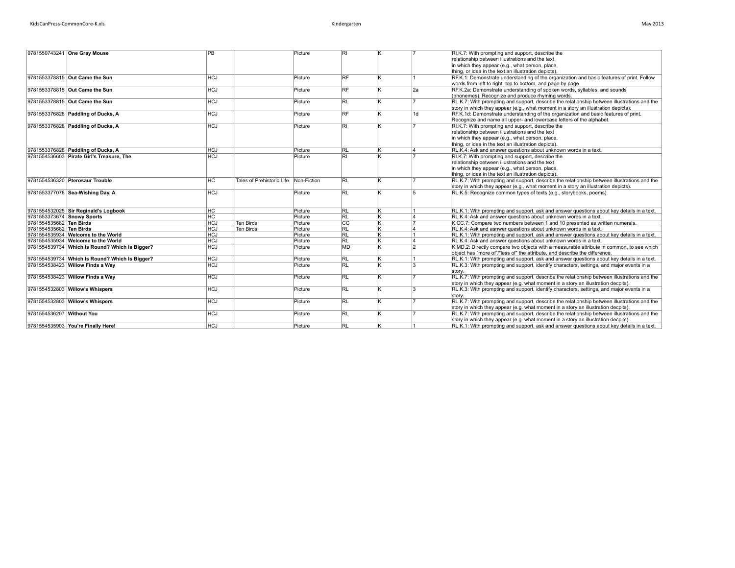| | | | | | | | | |
|---|---|---|---|---|---|---|---|---|
| 9781550743241 | **One Gray Mouse** | PB | | Picture | RI | K | 7 | RI.K.7: With prompting and support, describe the relationship between illustrations and the text in which they appear (e.g., what person, place, thing, or idea in the text an illustration depicts). |
| 9781553378815 | **Out Came the Sun** | HCJ | | Picture | RF | K | 1 | RF.K.1: Demonstrate understanding of the organization and basic features of print. Follow words from left to right, top to bottom, and page by page. |
| 9781553378815 | **Out Came the Sun** | HCJ | | Picture | RF | K | 2a | RF.K.2a: Demonstrate understanding of spoken words, syllables, and sounds (phonemes). Recognize and produce rhyming words. |
| 9781553378815 | **Out Came the Sun** | HCJ | | Picture | RL | K | 7 | RL.K.7: With prompting and support, describe the relationship between illustrations and the story in which they appear (e.g., what moment in a story an illustration depicts). |
| 9781553376828 | **Paddling of Ducks, A** | HCJ | | Picture | RF | K | 1d | RF.K.1d: Demonstrate understanding of the organization and basic features of print. Recognize and name all upper- and lowercase letters of the alphabet. |
| 9781553376828 | **Paddling of Ducks, A** | HCJ | | Picture | RI | K | 7 | RI.K.7: With prompting and support, describe the relationship between illustrations and the text in which they appear (e.g., what person, place, thing, or idea in the text an illustration depicts). |
| 9781553376828 | **Paddling of Ducks, A** | HCJ | | Picture | RL | K | 4 | RL.K.4: Ask and answer questions about unknown words in a text. |
| 9781554536603 | **Pirate Girl's Treasure, The** | HCJ | | Picture | RI | K | 7 | RI.K.7: With prompting and support, describe the relationship between illustrations and the text in which they appear (e.g., what person, place, thing, or idea in the text an illustration depicts). |
| 9781554536320 | **Pterosaur Trouble** | HC | Tales of Prehistoric Life | Non-Fiction | RL | K | 7 | RL.K.7: With prompting and support, describe the relationship between illustrations and the story in which they appear (e.g., what moment in a story an illustration depicts). |
| 9781553377078 | **Sea-Wishing Day, A** | HCJ | | Picture | RL | K | 5 | RL.K.5: Recognize common types of texts (e.g., storybooks, poems). |
| 9781554532025 | **Sir Reginald's Logbook** | HC | | Picture | RL | K | 1 | RL.K.1: With prompting and support, ask and answer questions about key details in a text. |
| 9781553373674 | **Snowy Sports** | HC | | Picture | RL | K | 4 | RL.K.4: Ask and answer questions about unknown words in a text. |
| 9781554535682 | **Ten Birds** | HCJ | Ten Birds | Picture | CC | K | 7 | K.CC.7: Compare two numbers between 1 and 10 presented as written numerals. |
| 9781554535682 | **Ten Birds** | HCJ | Ten Birds | Picture | RL | K | 4 | RL.K.4: Ask and asnwer questions about unknown words in a text. |
| 9781554535934 | **Welcome to the World** | HCJ | | Picture | RL | K | 1 | RL.K.1: With prompting and support, ask and answer questions about key details in a text. |
| 9781554535934 | **Welcome to the World** | HCJ | | Picture | RL | K | 4 | RL.K.4: Ask and answer questions about unknown words in a text. |
| 9781554539734 | **Which Is Round? Which Is Bigger?** | HCJ | | Picture | MD | K | 2 | K.MD.2: Directly compare two objects with a measurable attribute in common, to see which object has "more of"/"less of" the attribute, and describe the difference. |
| 9781554539734 | **Which Is Round? Which Is Bigger?** | HCJ | | Picture | RL | K | 1 | RL.K.1: With prompting and support, ask and answer questions about key details in a text. |
| 9781554538423 | **Willow Finds a Way** | HCJ | | Picture | RL | K | 3 | RL.K.3: With prompting and support, identify characters, settings, and major events in a story. |
| 9781554538423 | **Willow Finds a Way** | HCJ | | Picture | RL | K | 7 | RL.K.7: With prompting and support, describe the relationship between illustrations and the story in which they appear (e.g. what moment in a story an illustration decpits). |
| 9781554532803 | **Willow's Whispers** | HCJ | | Picture | RL | K | 3 | RL.K.3: With prompting and support, identify characters, settings, and major events in a story. |
| 9781554532803 | **Willow's Whispers** | HCJ | | Picture | RL | K | 7 | RL.K.7: With prompting and support, describe the relationship between illustrations and the story in which they appear (e.g. what moment in a story an illustration decpits). |
| 9781554536207 | **Without You** | HCJ | | Picture | RL | K | 7 | RL.K.7: With prompting and support, describe the relationship between illustrations and the story in which they appear (e.g. what moment in a story an illustration decpits). |
| 9781554535903 | **You're Finally Here!** | HCJ | | Picture | RL | K | 1 | RL.K.1: With prompting and support, ask and answer questions about key details in a text. |